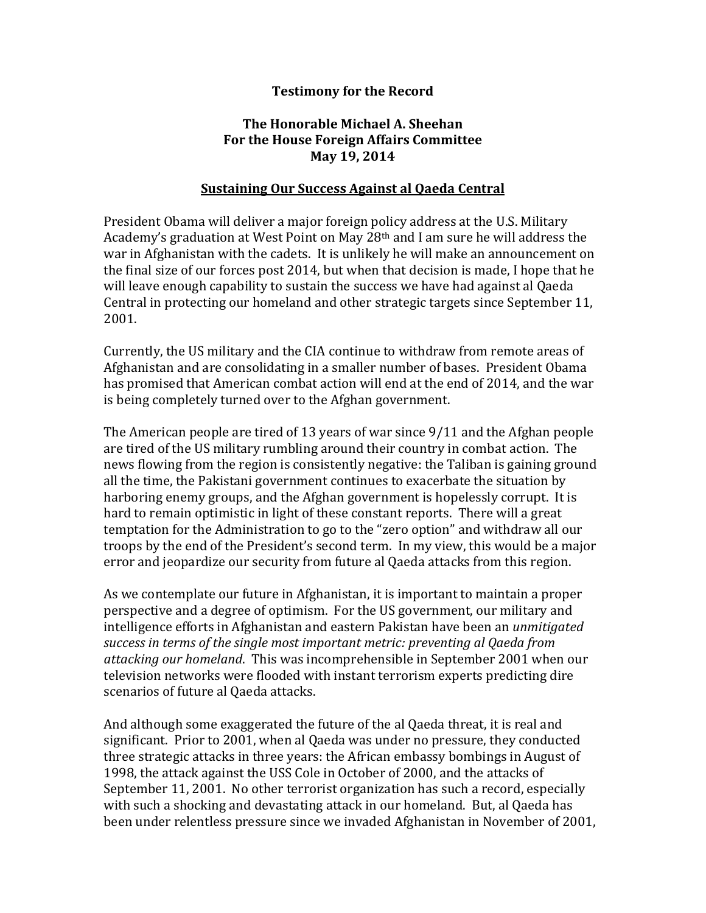**Testimony for the Record**

**The Honorable Michael A. Sheehan**
**For the House Foreign Affairs Committee**
**May 19, 2014**

## Sustaining Our Success Against al Qaeda Central

President Obama will deliver a major foreign policy address at the U.S. Military Academy's graduation at West Point on May 28th and I am sure he will address the war in Afghanistan with the cadets. It is unlikely he will make an announcement on the final size of our forces post 2014, but when that decision is made, I hope that he will leave enough capability to sustain the success we have had against al Qaeda Central in protecting our homeland and other strategic targets since September 11, 2001.

Currently, the US military and the CIA continue to withdraw from remote areas of Afghanistan and are consolidating in a smaller number of bases. President Obama has promised that American combat action will end at the end of 2014, and the war is being completely turned over to the Afghan government.

The American people are tired of 13 years of war since 9/11 and the Afghan people are tired of the US military rumbling around their country in combat action. The news flowing from the region is consistently negative: the Taliban is gaining ground all the time, the Pakistani government continues to exacerbate the situation by harboring enemy groups, and the Afghan government is hopelessly corrupt. It is hard to remain optimistic in light of these constant reports. There will a great temptation for the Administration to go to the "zero option" and withdraw all our troops by the end of the President's second term. In my view, this would be a major error and jeopardize our security from future al Qaeda attacks from this region.

As we contemplate our future in Afghanistan, it is important to maintain a proper perspective and a degree of optimism. For the US government, our military and intelligence efforts in Afghanistan and eastern Pakistan have been an *unmitigated success in terms of the single most important metric: preventing al Qaeda from attacking our homeland*. This was incomprehensible in September 2001 when our television networks were flooded with instant terrorism experts predicting dire scenarios of future al Qaeda attacks.

And although some exaggerated the future of the al Qaeda threat, it is real and significant. Prior to 2001, when al Qaeda was under no pressure, they conducted three strategic attacks in three years: the African embassy bombings in August of 1998, the attack against the USS Cole in October of 2000, and the attacks of September 11, 2001. No other terrorist organization has such a record, especially with such a shocking and devastating attack in our homeland. But, al Qaeda has been under relentless pressure since we invaded Afghanistan in November of 2001,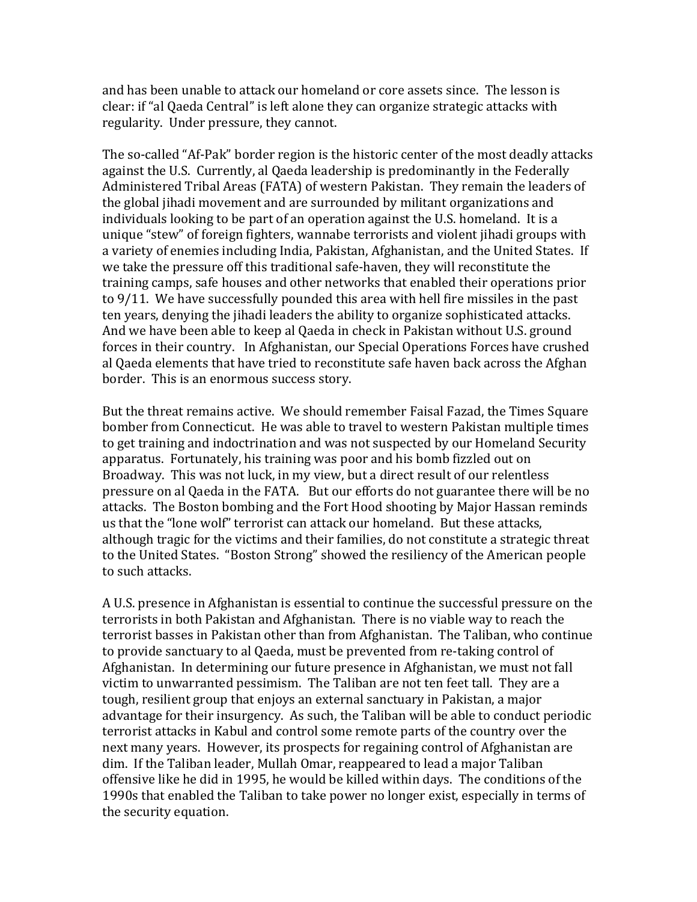and has been unable to attack our homeland or core assets since. The lesson is clear: if "al Qaeda Central" is left alone they can organize strategic attacks with regularity. Under pressure, they cannot.

The so-called "Af-Pak" border region is the historic center of the most deadly attacks against the U.S. Currently, al Qaeda leadership is predominantly in the Federally Administered Tribal Areas (FATA) of western Pakistan. They remain the leaders of the global jihadi movement and are surrounded by militant organizations and individuals looking to be part of an operation against the U.S. homeland. It is a unique "stew" of foreign fighters, wannabe terrorists and violent jihadi groups with a variety of enemies including India, Pakistan, Afghanistan, and the United States. If we take the pressure off this traditional safe-haven, they will reconstitute the training camps, safe houses and other networks that enabled their operations prior to 9/11. We have successfully pounded this area with hell fire missiles in the past ten years, denying the jihadi leaders the ability to organize sophisticated attacks. And we have been able to keep al Qaeda in check in Pakistan without U.S. ground forces in their country. In Afghanistan, our Special Operations Forces have crushed al Qaeda elements that have tried to reconstitute safe haven back across the Afghan border. This is an enormous success story.

But the threat remains active. We should remember Faisal Fazad, the Times Square bomber from Connecticut. He was able to travel to western Pakistan multiple times to get training and indoctrination and was not suspected by our Homeland Security apparatus. Fortunately, his training was poor and his bomb fizzled out on Broadway. This was not luck, in my view, but a direct result of our relentless pressure on al Qaeda in the FATA. But our efforts do not guarantee there will be no attacks. The Boston bombing and the Fort Hood shooting by Major Hassan reminds us that the "lone wolf" terrorist can attack our homeland. But these attacks, although tragic for the victims and their families, do not constitute a strategic threat to the United States. "Boston Strong" showed the resiliency of the American people to such attacks.

A U.S. presence in Afghanistan is essential to continue the successful pressure on the terrorists in both Pakistan and Afghanistan. There is no viable way to reach the terrorist basses in Pakistan other than from Afghanistan. The Taliban, who continue to provide sanctuary to al Qaeda, must be prevented from re-taking control of Afghanistan. In determining our future presence in Afghanistan, we must not fall victim to unwarranted pessimism. The Taliban are not ten feet tall. They are a tough, resilient group that enjoys an external sanctuary in Pakistan, a major advantage for their insurgency. As such, the Taliban will be able to conduct periodic terrorist attacks in Kabul and control some remote parts of the country over the next many years. However, its prospects for regaining control of Afghanistan are dim. If the Taliban leader, Mullah Omar, reappeared to lead a major Taliban offensive like he did in 1995, he would be killed within days. The conditions of the 1990s that enabled the Taliban to take power no longer exist, especially in terms of the security equation.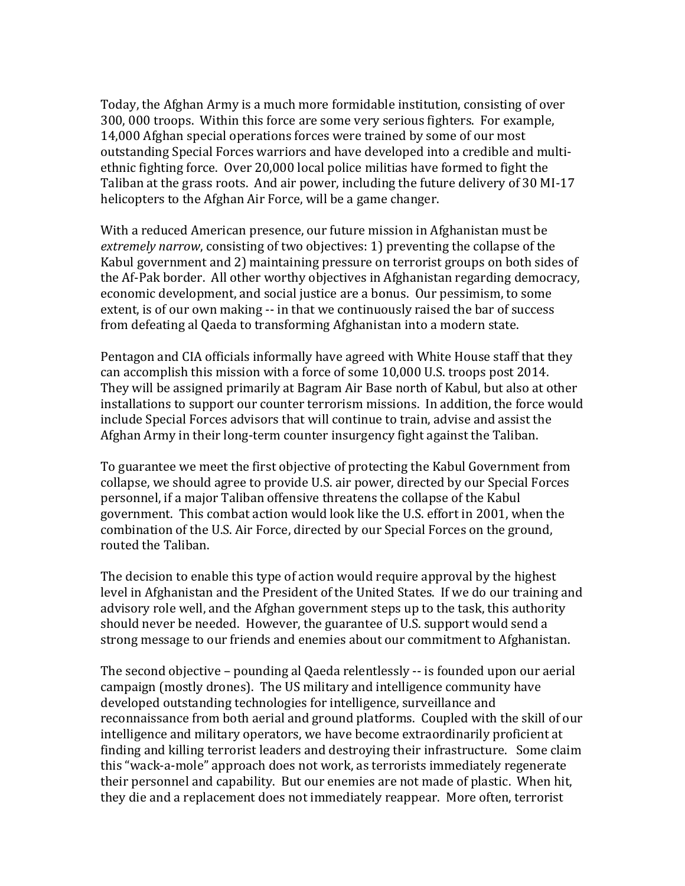Today, the Afghan Army is a much more formidable institution, consisting of over 300, 000 troops. Within this force are some very serious fighters. For example, 14,000 Afghan special operations forces were trained by some of our most outstanding Special Forces warriors and have developed into a credible and multi-ethnic fighting force. Over 20,000 local police militias have formed to fight the Taliban at the grass roots. And air power, including the future delivery of 30 MI-17 helicopters to the Afghan Air Force, will be a game changer.

With a reduced American presence, our future mission in Afghanistan must be *extremely narrow*, consisting of two objectives: 1) preventing the collapse of the Kabul government and 2) maintaining pressure on terrorist groups on both sides of the Af-Pak border. All other worthy objectives in Afghanistan regarding democracy, economic development, and social justice are a bonus. Our pessimism, to some extent, is of our own making -- in that we continuously raised the bar of success from defeating al Qaeda to transforming Afghanistan into a modern state.

Pentagon and CIA officials informally have agreed with White House staff that they can accomplish this mission with a force of some 10,000 U.S. troops post 2014. They will be assigned primarily at Bagram Air Base north of Kabul, but also at other installations to support our counter terrorism missions. In addition, the force would include Special Forces advisors that will continue to train, advise and assist the Afghan Army in their long-term counter insurgency fight against the Taliban.

To guarantee we meet the first objective of protecting the Kabul Government from collapse, we should agree to provide U.S. air power, directed by our Special Forces personnel, if a major Taliban offensive threatens the collapse of the Kabul government. This combat action would look like the U.S. effort in 2001, when the combination of the U.S. Air Force, directed by our Special Forces on the ground, routed the Taliban.

The decision to enable this type of action would require approval by the highest level in Afghanistan and the President of the United States. If we do our training and advisory role well, and the Afghan government steps up to the task, this authority should never be needed. However, the guarantee of U.S. support would send a strong message to our friends and enemies about our commitment to Afghanistan.

The second objective – pounding al Qaeda relentlessly -- is founded upon our aerial campaign (mostly drones). The US military and intelligence community have developed outstanding technologies for intelligence, surveillance and reconnaissance from both aerial and ground platforms. Coupled with the skill of our intelligence and military operators, we have become extraordinarily proficient at finding and killing terrorist leaders and destroying their infrastructure. Some claim this "wack-a-mole" approach does not work, as terrorists immediately regenerate their personnel and capability. But our enemies are not made of plastic. When hit, they die and a replacement does not immediately reappear. More often, terrorist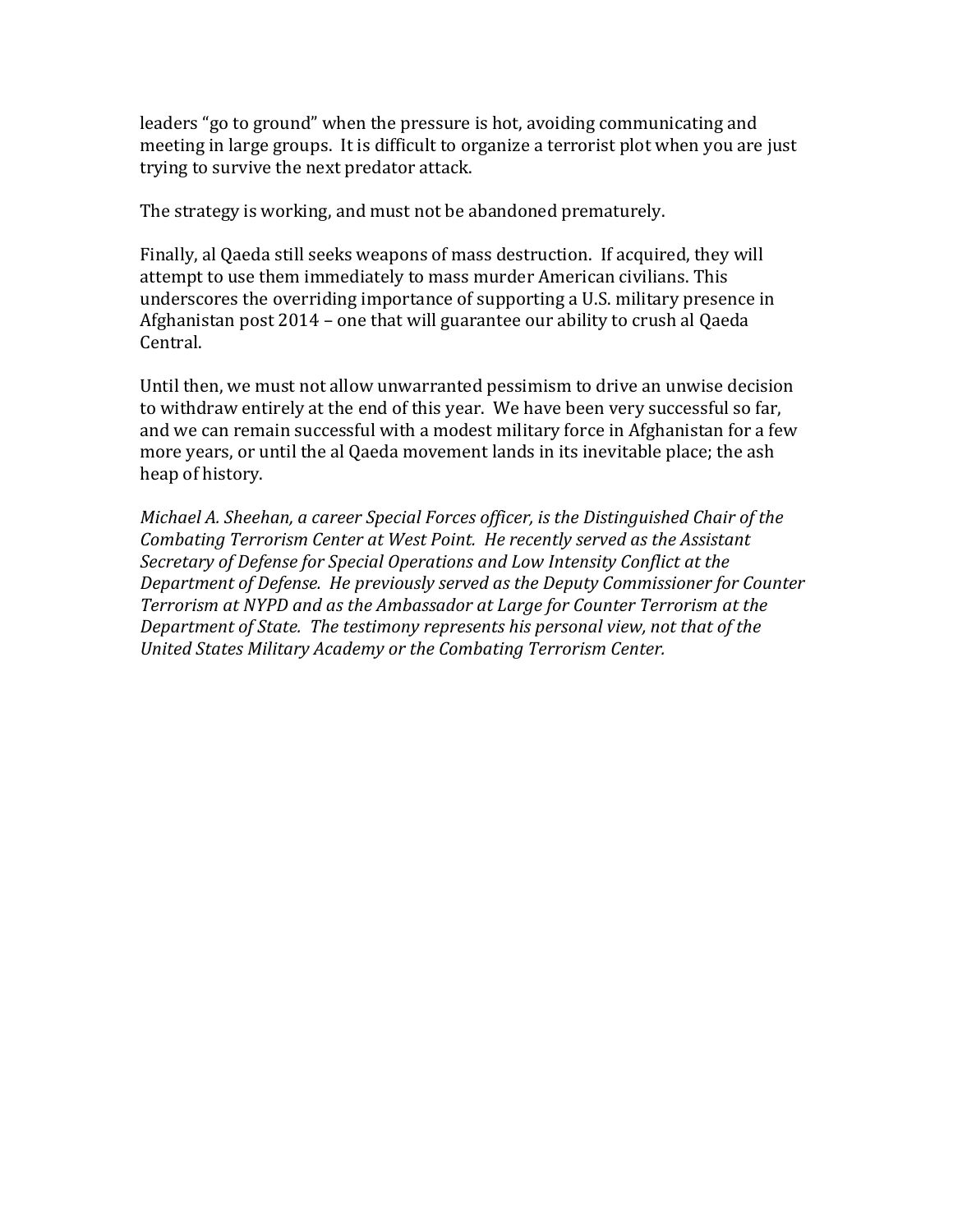leaders "go to ground" when the pressure is hot, avoiding communicating and meeting in large groups. It is difficult to organize a terrorist plot when you are just trying to survive the next predator attack.

The strategy is working, and must not be abandoned prematurely.

Finally, al Qaeda still seeks weapons of mass destruction. If acquired, they will attempt to use them immediately to mass murder American civilians. This underscores the overriding importance of supporting a U.S. military presence in Afghanistan post 2014 – one that will guarantee our ability to crush al Qaeda Central.

Until then, we must not allow unwarranted pessimism to drive an unwise decision to withdraw entirely at the end of this year. We have been very successful so far, and we can remain successful with a modest military force in Afghanistan for a few more years, or until the al Qaeda movement lands in its inevitable place; the ash heap of history.

*Michael A. Sheehan, a career Special Forces officer, is the Distinguished Chair of the Combating Terrorism Center at West Point. He recently served as the Assistant Secretary of Defense for Special Operations and Low Intensity Conflict at the Department of Defense. He previously served as the Deputy Commissioner for Counter Terrorism at NYPD and as the Ambassador at Large for Counter Terrorism at the Department of State. The testimony represents his personal view, not that of the United States Military Academy or the Combating Terrorism Center.*